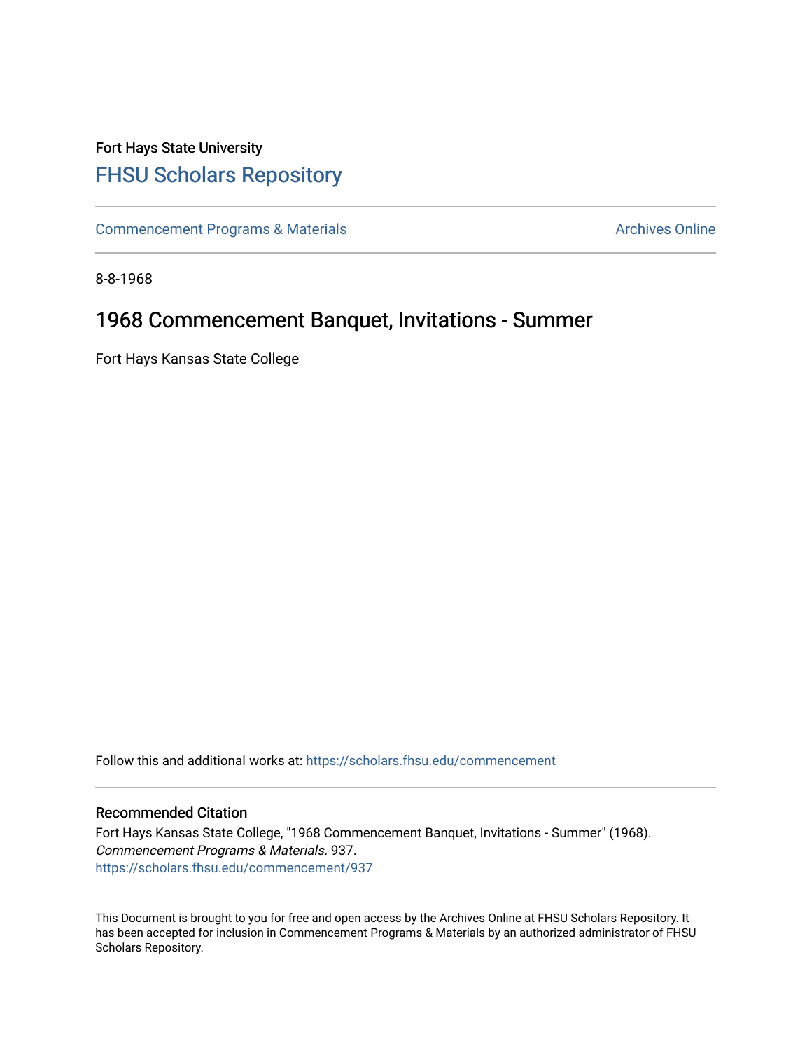Fort Hays State University

# FHSU Scholars Repository

Commencement Programs & Materials | Archives Online

8-8-1968

## 1968 Commencement Banquet, Invitations - Summer

Fort Hays Kansas State College

Follow this and additional works at: https://scholars.fhsu.edu/commencement

### Recommended Citation

Fort Hays Kansas State College, "1968 Commencement Banquet, Invitations - Summer" (1968). *Commencement Programs & Materials*. 937.
https://scholars.fhsu.edu/commencement/937

This Document is brought to you for free and open access by the Archives Online at FHSU Scholars Repository. It has been accepted for inclusion in Commencement Programs & Materials by an authorized administrator of FHSU Scholars Repository.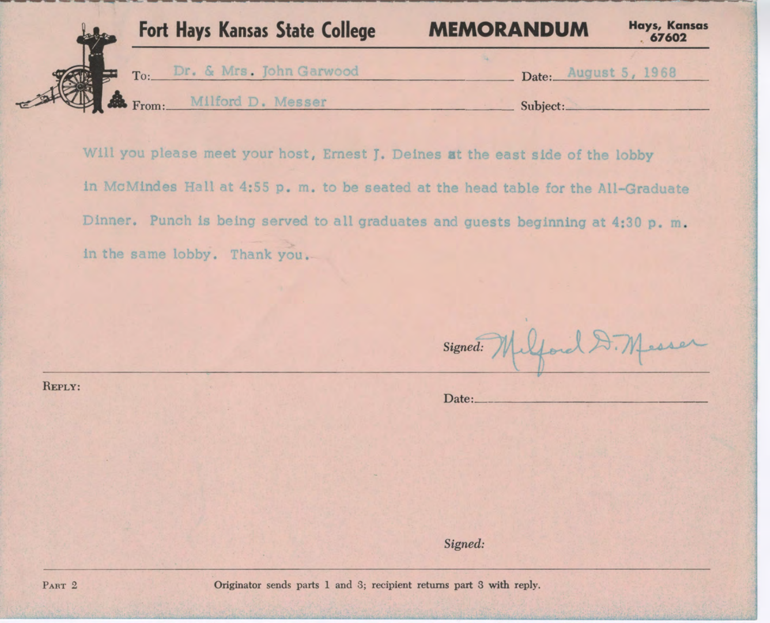**Fort Hays Kansas State College** **MEMORANDUM** **Hays, Kansas 67602**

To: Dr. & Mrs. John Garwood Date: August 5, 1968

From: Milford D. Messer Subject:

Will you please meet your host, Ernest J. Deines at the east side of the lobby in McMindes Hall at 4:55 p. m. to be seated at the head table for the All-Graduate Dinner. Punch is being served to all graduates and guests beginning at 4:30 p. m. in the same lobby. Thank you.

*Signed:* Milford D. Messer

---

REPLY:

Date:

*Signed:*

---

PART 2 Originator sends parts 1 and 3; recipient returns part 3 with reply.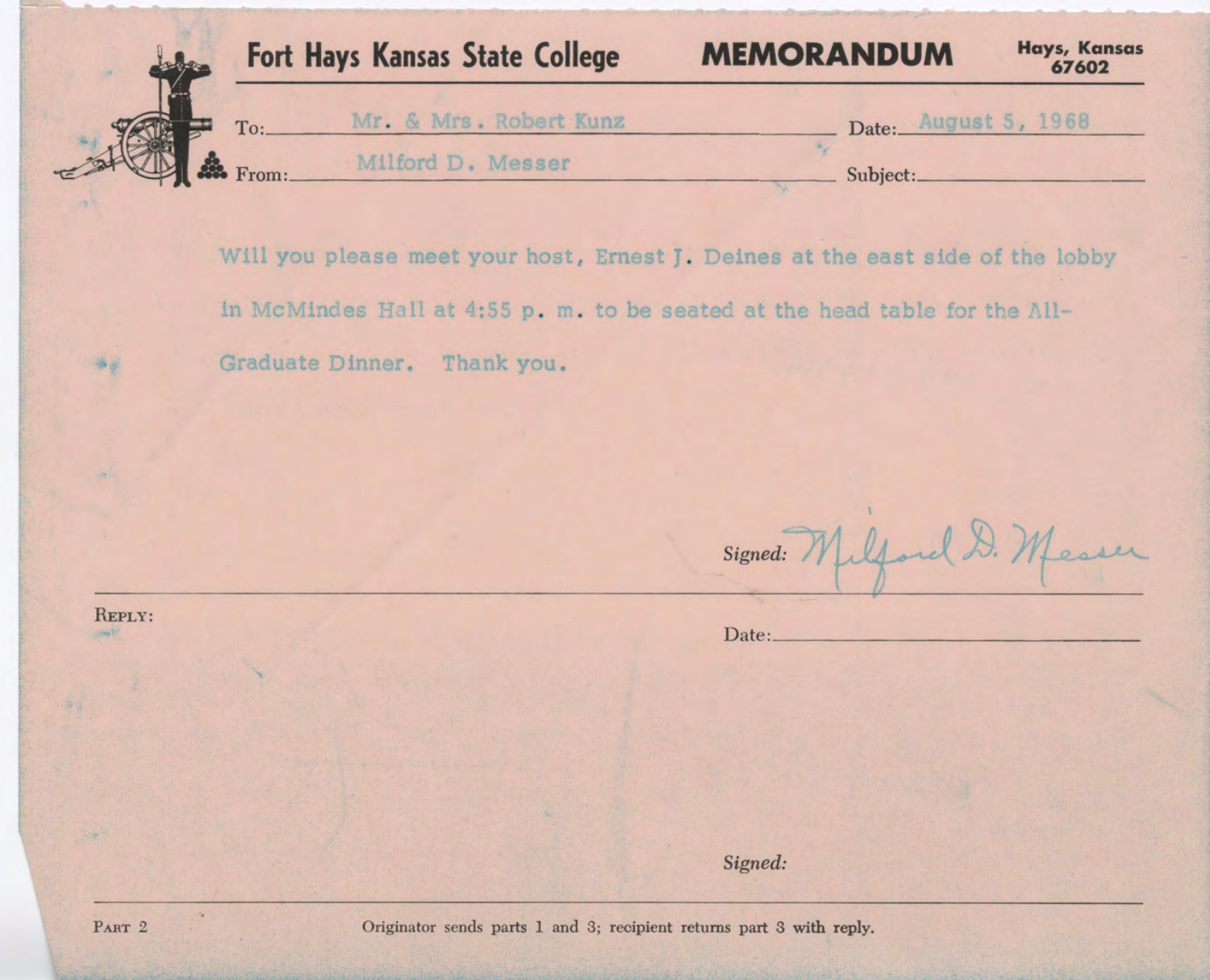# Fort Hays Kansas State College MEMORANDUM

Hays, Kansas 67602

To: Mr. & Mrs. Robert Kunz

Date: August 5, 1968

From: Milford D. Messer

Subject:

Will you please meet your host, Ernest J. Deines at the east side of the lobby in McMindes Hall at 4:55 p. m. to be seated at the head table for the All-Graduate Dinner. Thank you.

*Signed:* Milford D. Messer

REPLY:

Date:

*Signed:*

PART 2

Originator sends parts 1 and 3; recipient returns part 3 with reply.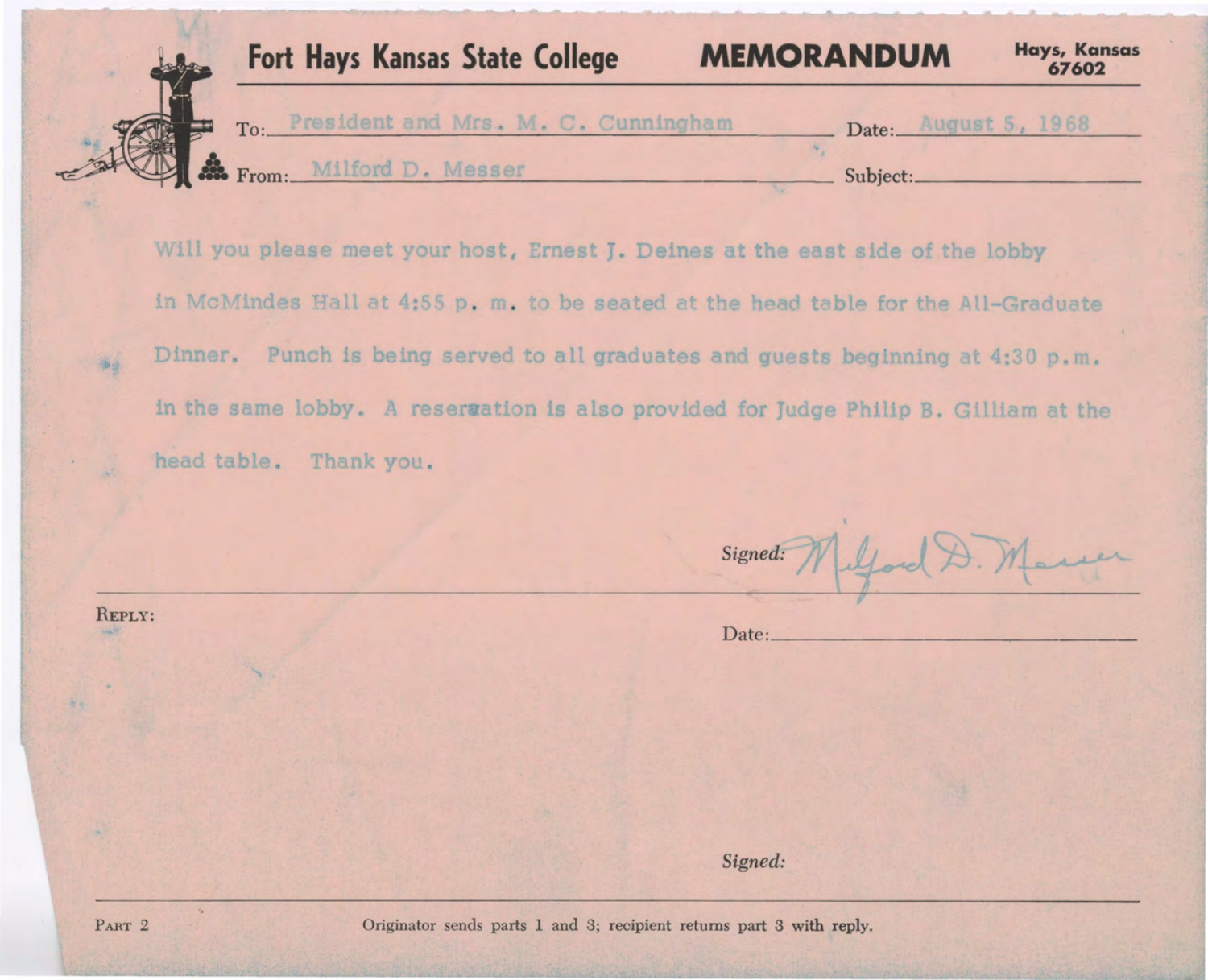# Fort Hays Kansas State College MEMORANDUM

Hays, Kansas 67602

To: President and Mrs. M. C. Cunningham

Date: August 5, 1968

From: Milford D. Messer

Subject:

Will you please meet your host, Ernest J. Deines at the east side of the lobby in McMindes Hall at 4:55 p. m. to be seated at the head table for the All-Graduate Dinner. Punch is being served to all graduates and guests beginning at 4:30 p.m. in the same lobby. A reseration is also provided for Judge Philip B. Gilliam at the head table. Thank you.

*Signed:* Milford D. Messer

REPLY:

Date:

*Signed:*

PART 2

Originator sends parts 1 and 3; recipient returns part 3 with reply.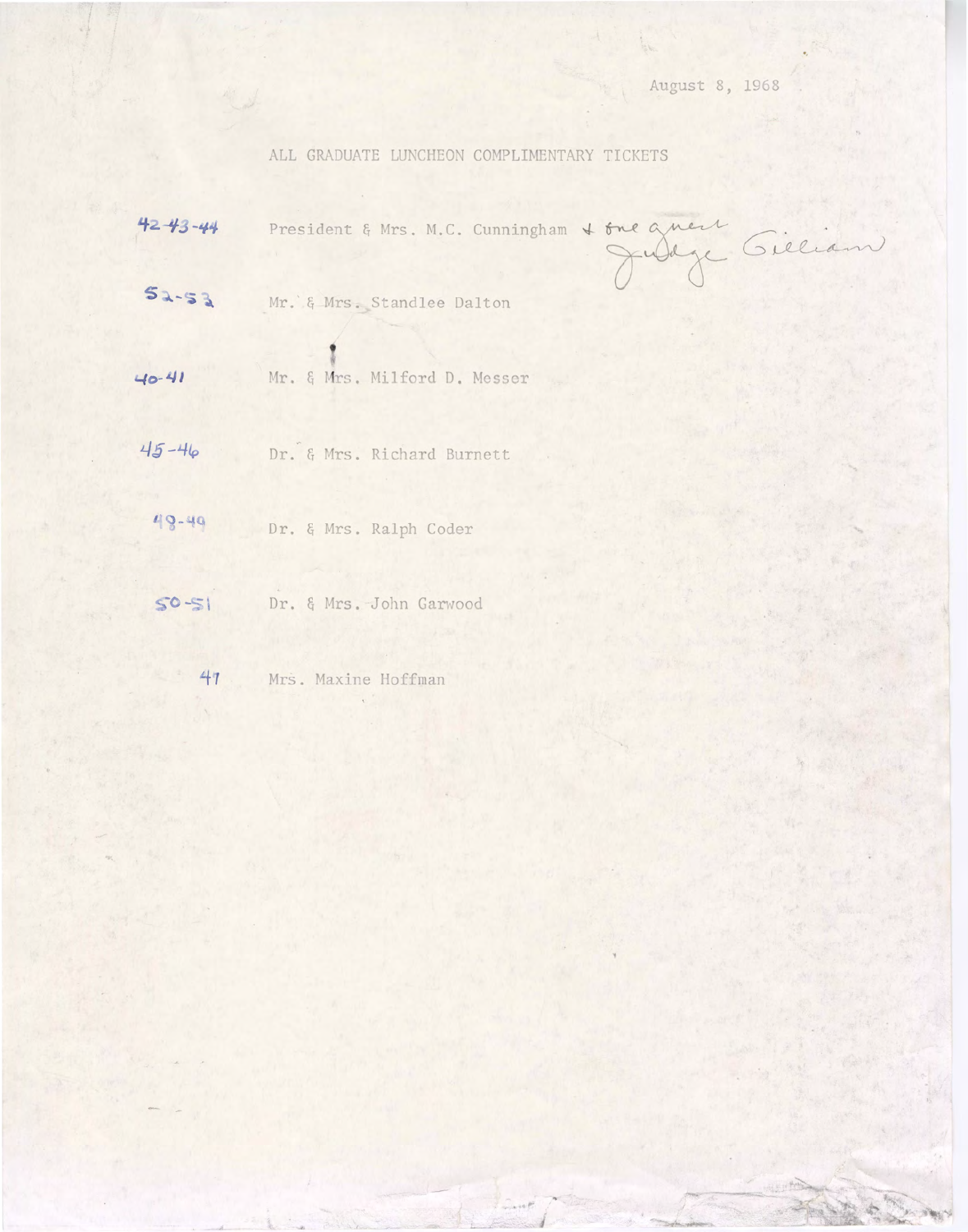August 8, 1968

ALL GRADUATE LUNCHEON COMPLIMENTARY TICKETS

| | |
|---|---|
| 42-43-44 | President & Mrs. M.C. Cunningham + one guest Judge Gilliam |
| 52-53 | Mr. & Mrs. Standlee Dalton |
| 40-41 | Mr. & Mrs. Milford D. Messer |
| 45-46 | Dr. & Mrs. Richard Burnett |
| 48-49 | Dr. & Mrs. Ralph Coder |
| 50-51 | Dr. & Mrs. John Garwood |
| 47 | Mrs. Maxine Hoffman |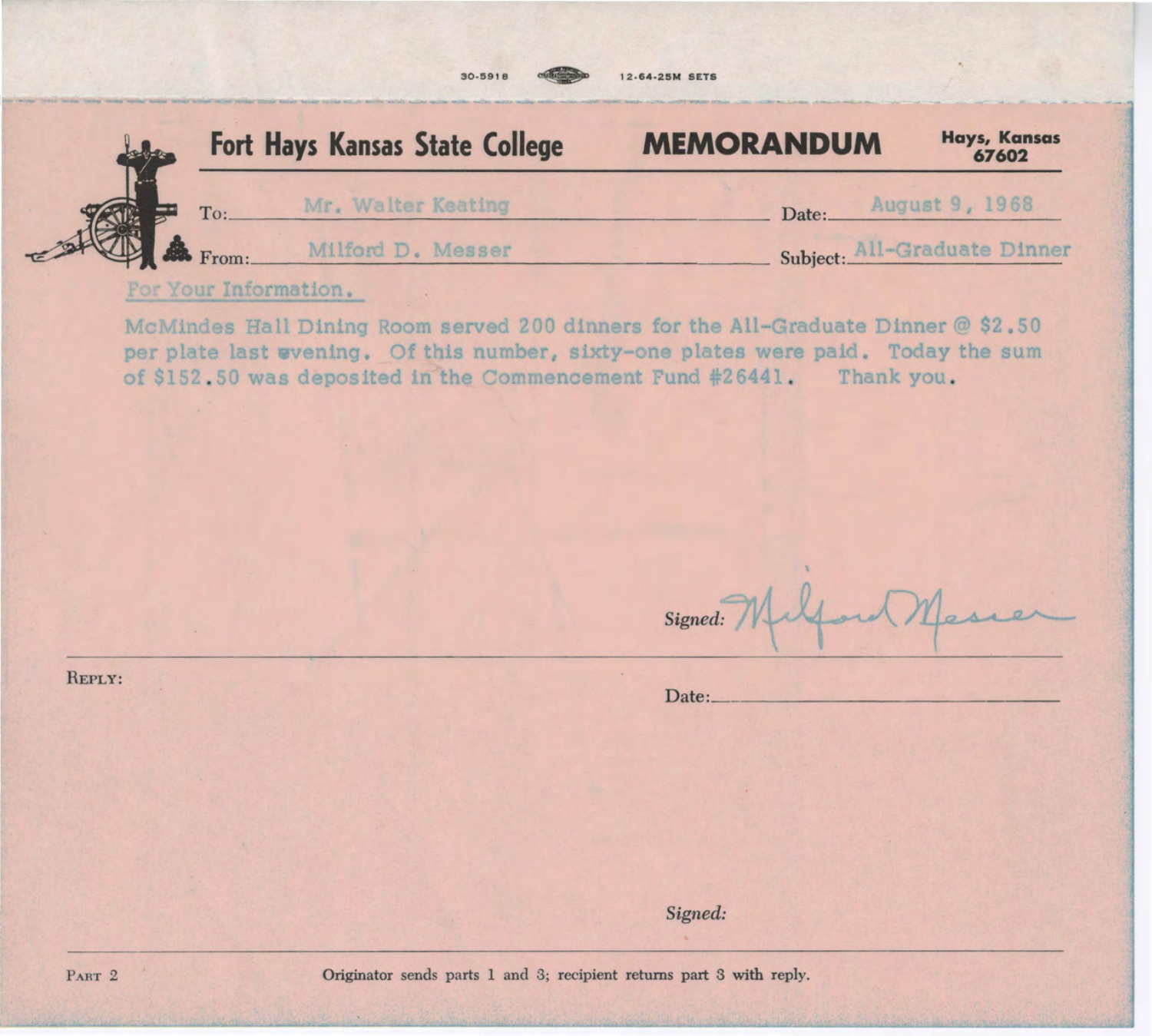30-5918 12-64-25M SETS

# Fort Hays Kansas State College — MEMORANDUM

Hays, Kansas 67602

To: Mr. Walter Keating

Date: August 9, 1968

From: Milford D. Messer

Subject: All-Graduate Dinner

For Your Information.

McMindes Hall Dining Room served 200 dinners for the All-Graduate Dinner @ $2.50 per plate last evening. Of this number, sixty-one plates were paid. Today the sum of $152.50 was deposited in the Commencement Fund #26441. Thank you.

*Signed:* Milford Messer

---

REPLY:

Date:

*Signed:*

---

PART 2

Originator sends parts 1 and 3; recipient returns part 3 with reply.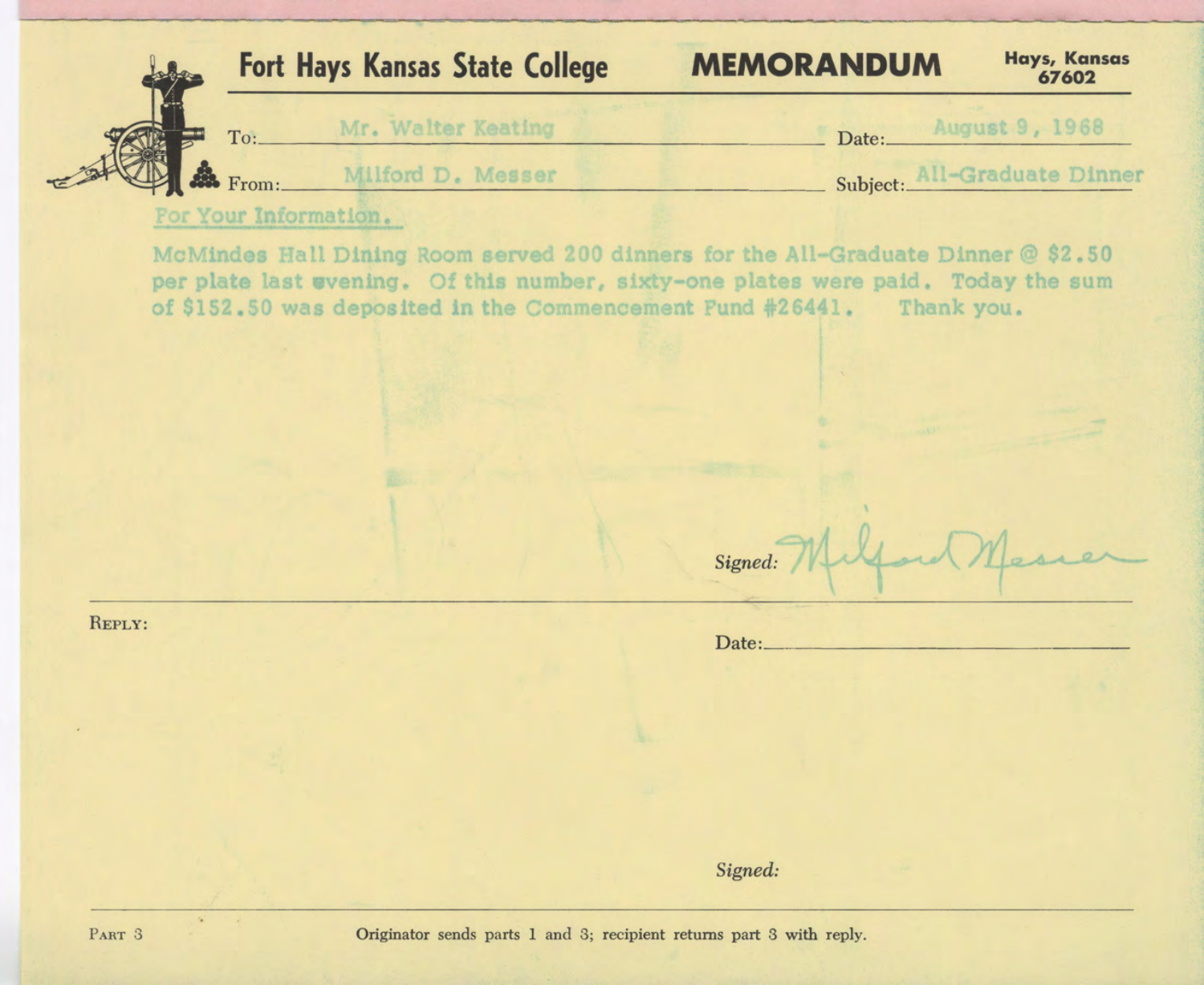# Fort Hays Kansas State College MEMORANDUM

Hays, Kansas 67602

To: Mr. Walter Keating

Date: August 9, 1968

From: Milford D. Messer

Subject: All-Graduate Dinner

For Your Information.

McMindes Hall Dining Room served 200 dinners for the All-Graduate Dinner @ $2.50 per plate last evening. Of this number, sixty-one plates were paid. Today the sum of $152.50 was deposited in the Commencement Fund #26441. Thank you.

*Signed:* Milford Messer

REPLY:

Date:

*Signed:*

PART 3 — Originator sends parts 1 and 3; recipient returns part 3 with reply.